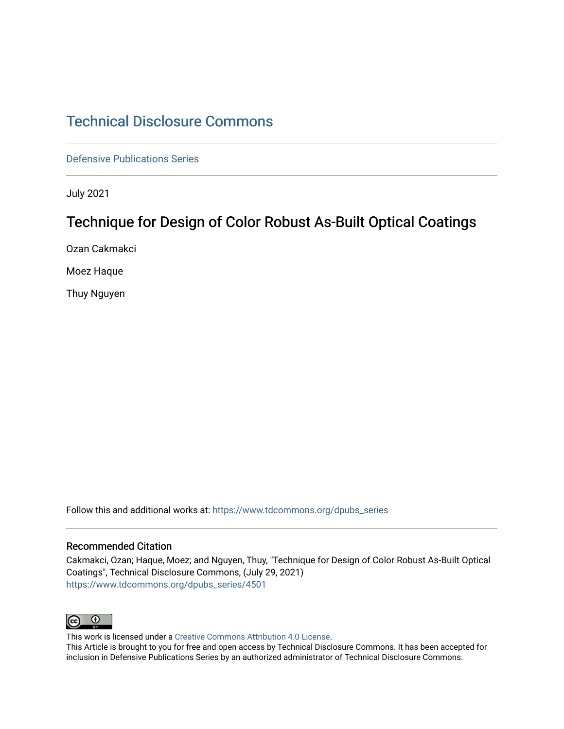# Technical Disclosure Commons

Defensive Publications Series

July 2021

## Technique for Design of Color Robust As-Built Optical Coatings

Ozan Cakmakci

Moez Haque

Thuy Nguyen

Follow this and additional works at: https://www.tdcommons.org/dpubs_series

### Recommended Citation

Cakmakci, Ozan; Haque, Moez; and Nguyen, Thuy, "Technique for Design of Color Robust As-Built Optical Coatings", Technical Disclosure Commons, (July 29, 2021)
https://www.tdcommons.org/dpubs_series/4501

This work is licensed under a Creative Commons Attribution 4.0 License.
This Article is brought to you for free and open access by Technical Disclosure Commons. It has been accepted for inclusion in Defensive Publications Series by an authorized administrator of Technical Disclosure Commons.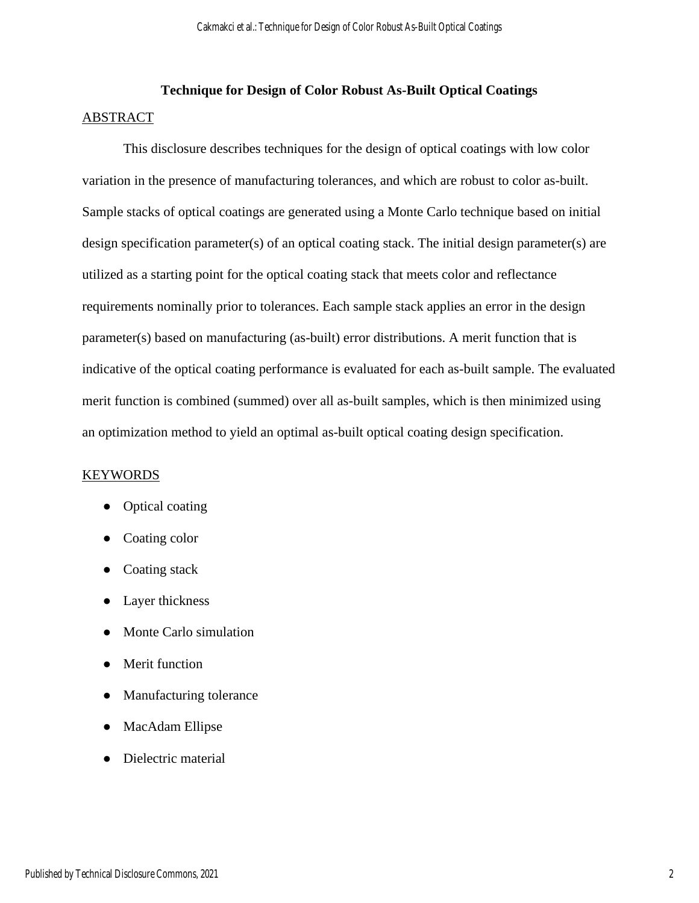# Technique for Design of Color Robust As-Built Optical Coatings

## ABSTRACT

This disclosure describes techniques for the design of optical coatings with low color variation in the presence of manufacturing tolerances, and which are robust to color as-built. Sample stacks of optical coatings are generated using a Monte Carlo technique based on initial design specification parameter(s) of an optical coating stack. The initial design parameter(s) are utilized as a starting point for the optical coating stack that meets color and reflectance requirements nominally prior to tolerances. Each sample stack applies an error in the design parameter(s) based on manufacturing (as-built) error distributions. A merit function that is indicative of the optical coating performance is evaluated for each as-built sample. The evaluated merit function is combined (summed) over all as-built samples, which is then minimized using an optimization method to yield an optimal as-built optical coating design specification.

## KEYWORDS

- Optical coating
- Coating color
- Coating stack
- Layer thickness
- Monte Carlo simulation
- Merit function
- Manufacturing tolerance
- MacAdam Ellipse
- Dielectric material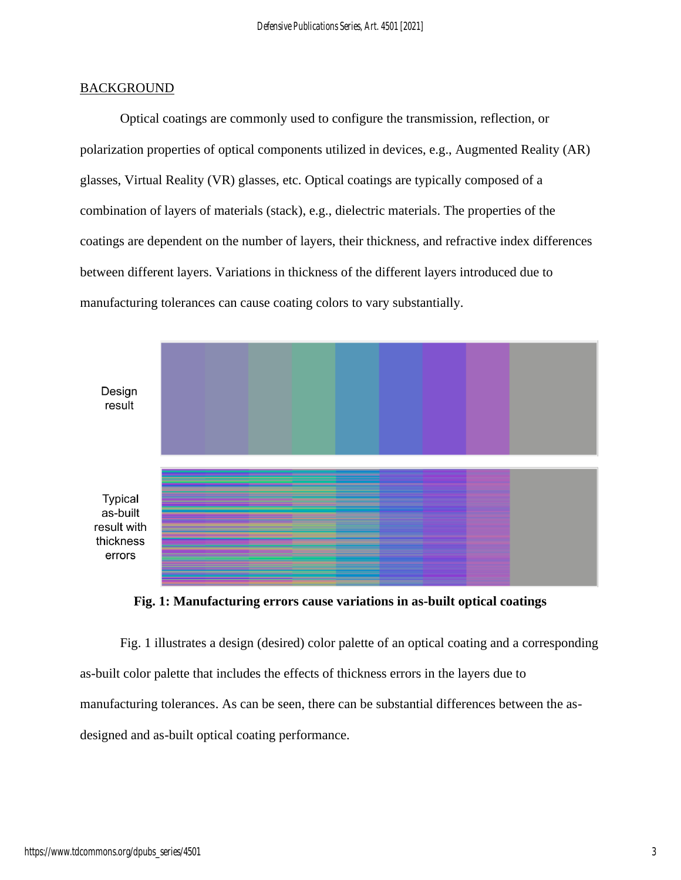## BACKGROUND

Optical coatings are commonly used to configure the transmission, reflection, or polarization properties of optical components utilized in devices, e.g., Augmented Reality (AR) glasses, Virtual Reality (VR) glasses, etc. Optical coatings are typically composed of a combination of layers of materials (stack), e.g., dielectric materials. The properties of the coatings are dependent on the number of layers, their thickness, and refractive index differences between different layers. Variations in thickness of the different layers introduced due to manufacturing tolerances can cause coating colors to vary substantially.

Design result

Typical as-built result with thickness errors

**Fig. 1: Manufacturing errors cause variations in as-built optical coatings**

Fig. 1 illustrates a design (desired) color palette of an optical coating and a corresponding as-built color palette that includes the effects of thickness errors in the layers due to manufacturing tolerances. As can be seen, there can be substantial differences between the as-designed and as-built optical coating performance.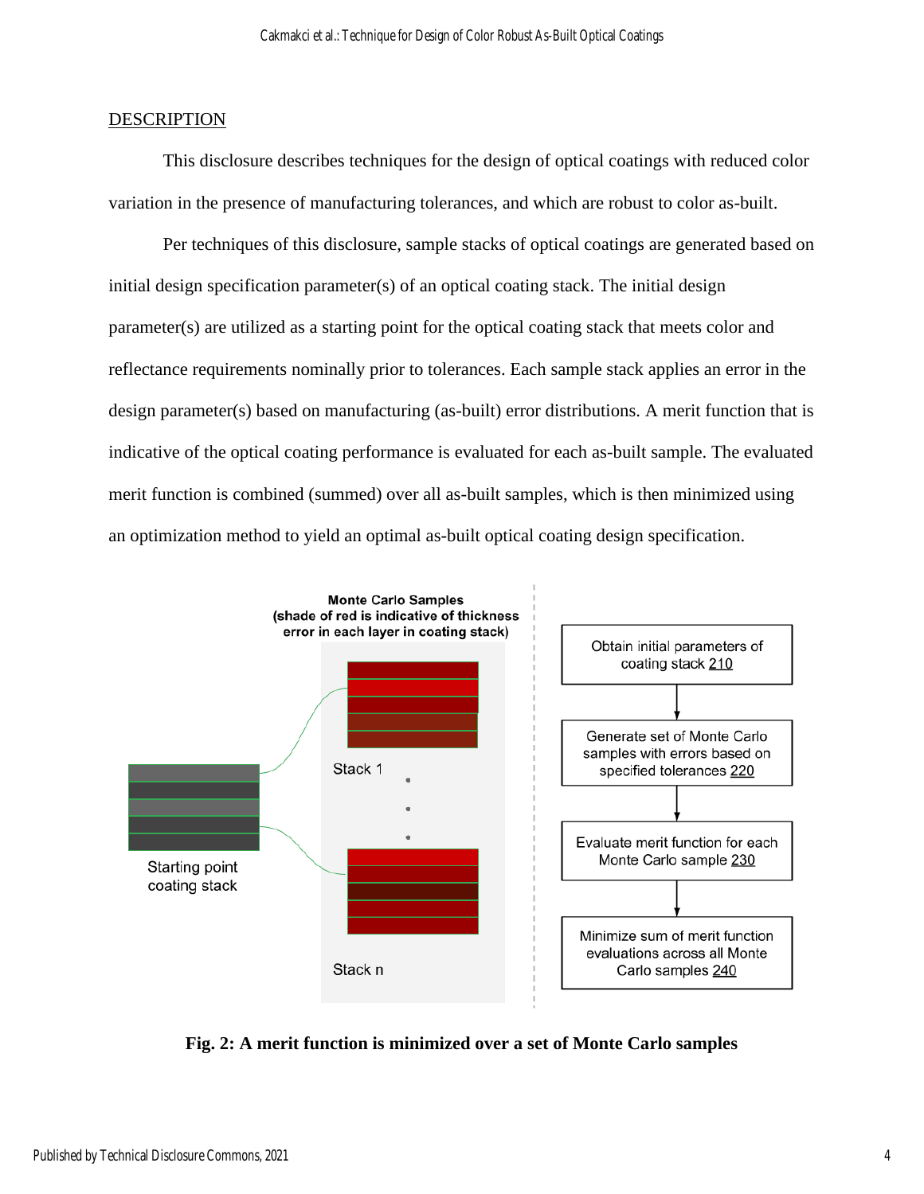DESCRIPTION

This disclosure describes techniques for the design of optical coatings with reduced color variation in the presence of manufacturing tolerances, and which are robust to color as-built.

Per techniques of this disclosure, sample stacks of optical coatings are generated based on initial design specification parameter(s) of an optical coating stack. The initial design parameter(s) are utilized as a starting point for the optical coating stack that meets color and reflectance requirements nominally prior to tolerances. Each sample stack applies an error in the design parameter(s) based on manufacturing (as-built) error distributions. A merit function that is indicative of the optical coating performance is evaluated for each as-built sample. The evaluated merit function is combined (summed) over all as-built samples, which is then minimized using an optimization method to yield an optimal as-built optical coating design specification.

Monte Carlo Samples (shade of red is indicative of thickness error in each layer in coating stack)

Starting point coating stack

Stack 1

Stack n

Obtain initial parameters of coating stack 210

Generate set of Monte Carlo samples with errors based on specified tolerances 220

Evaluate merit function for each Monte Carlo sample 230

Minimize sum of merit function evaluations across all Monte Carlo samples 240

**Fig. 2: A merit function is minimized over a set of Monte Carlo samples**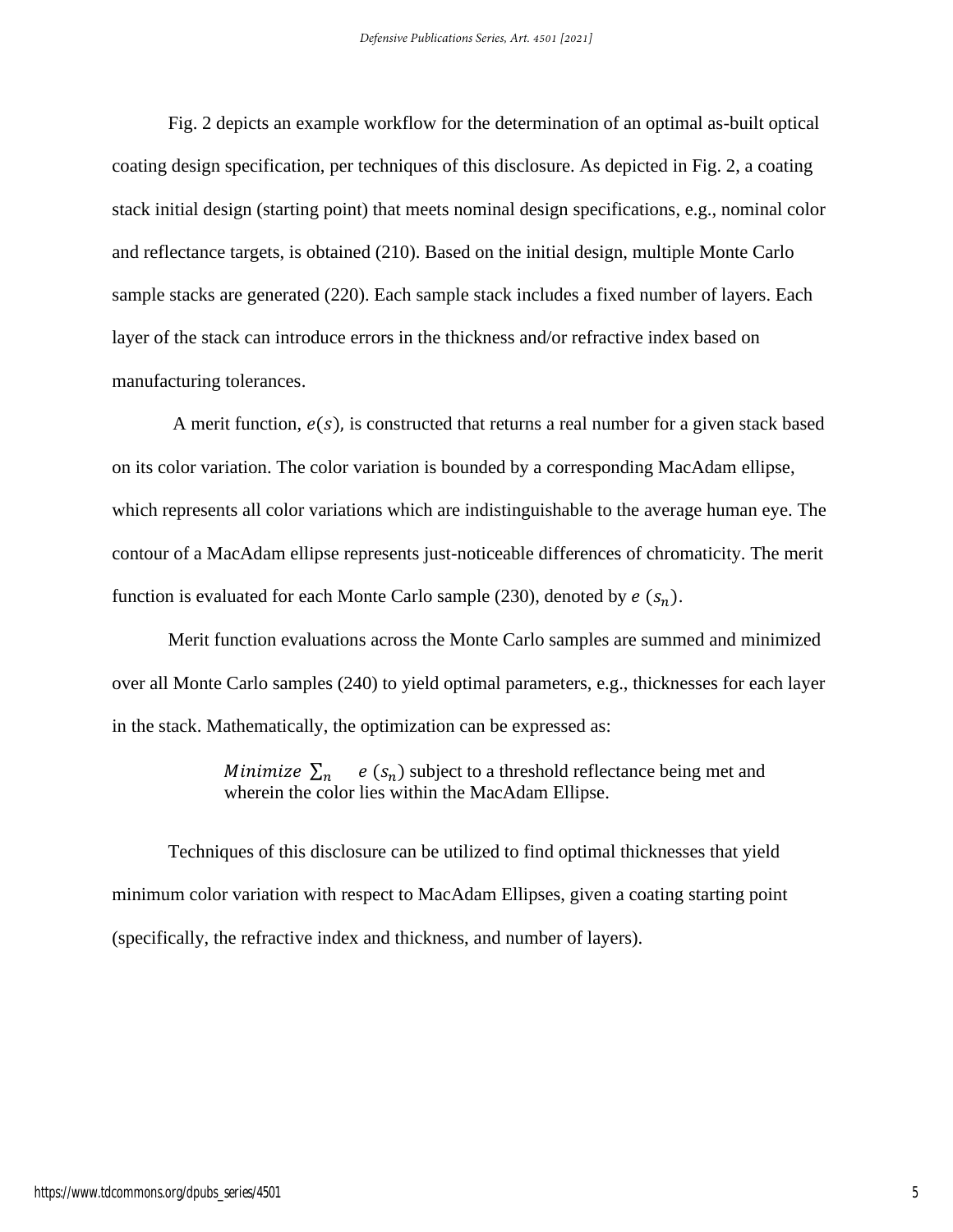Fig. 2 depicts an example workflow for the determination of an optimal as-built optical coating design specification, per techniques of this disclosure. As depicted in Fig. 2, a coating stack initial design (starting point) that meets nominal design specifications, e.g., nominal color and reflectance targets, is obtained (210). Based on the initial design, multiple Monte Carlo sample stacks are generated (220). Each sample stack includes a fixed number of layers. Each layer of the stack can introduce errors in the thickness and/or refractive index based on manufacturing tolerances.

A merit function, $e(s)$, is constructed that returns a real number for a given stack based on its color variation. The color variation is bounded by a corresponding MacAdam ellipse, which represents all color variations which are indistinguishable to the average human eye. The contour of a MacAdam ellipse represents just-noticeable differences of chromaticity. The merit function is evaluated for each Monte Carlo sample (230), denoted by $e\,(s_n)$.

Merit function evaluations across the Monte Carlo samples are summed and minimized over all Monte Carlo samples (240) to yield optimal parameters, e.g., thicknesses for each layer in the stack. Mathematically, the optimization can be expressed as:

> $Minimize\ \sum_n \quad e\,(s_n)$ subject to a threshold reflectance being met and wherein the color lies within the MacAdam Ellipse.

Techniques of this disclosure can be utilized to find optimal thicknesses that yield minimum color variation with respect to MacAdam Ellipses, given a coating starting point (specifically, the refractive index and thickness, and number of layers).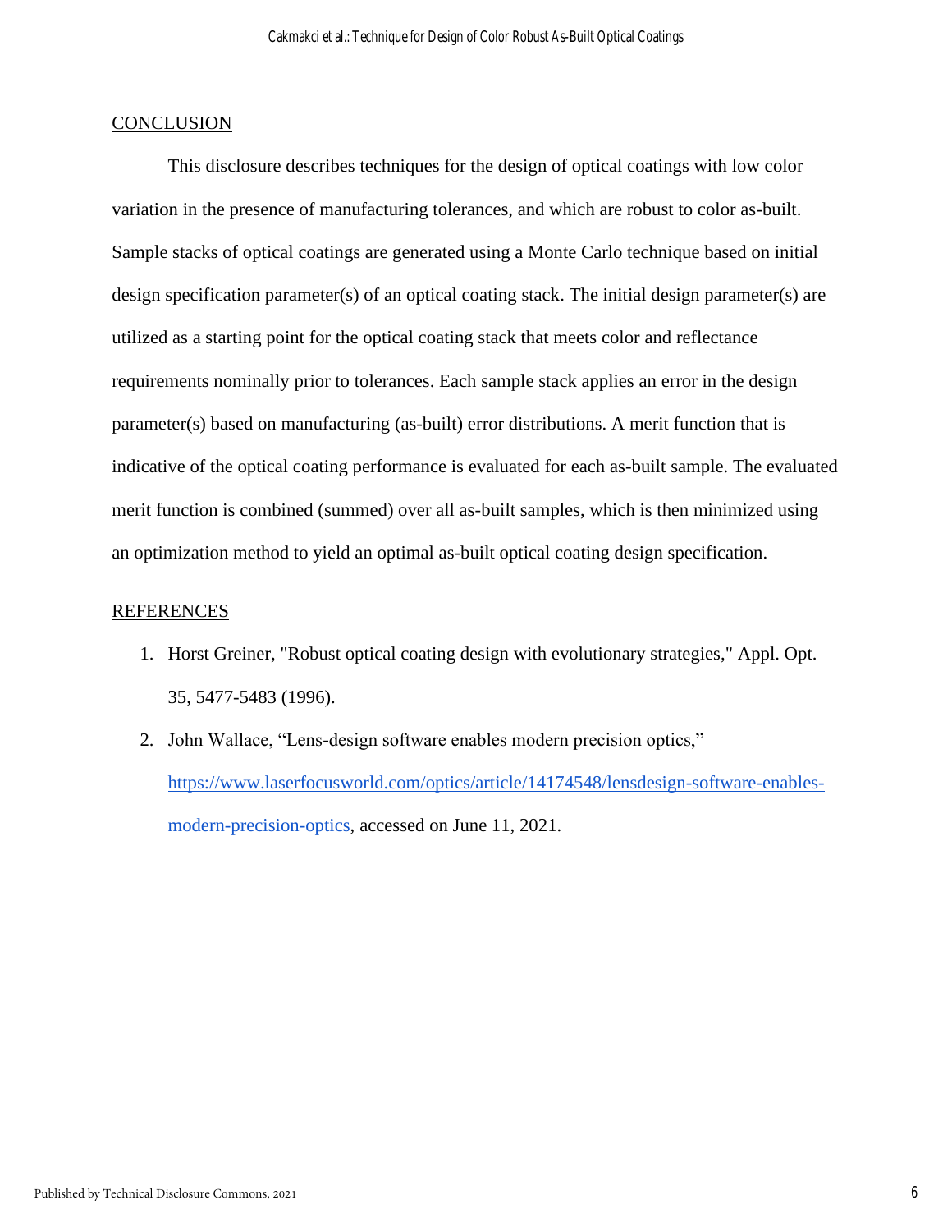## CONCLUSION

This disclosure describes techniques for the design of optical coatings with low color variation in the presence of manufacturing tolerances, and which are robust to color as-built. Sample stacks of optical coatings are generated using a Monte Carlo technique based on initial design specification parameter(s) of an optical coating stack. The initial design parameter(s) are utilized as a starting point for the optical coating stack that meets color and reflectance requirements nominally prior to tolerances. Each sample stack applies an error in the design parameter(s) based on manufacturing (as-built) error distributions. A merit function that is indicative of the optical coating performance is evaluated for each as-built sample. The evaluated merit function is combined (summed) over all as-built samples, which is then minimized using an optimization method to yield an optimal as-built optical coating design specification.

## REFERENCES

1. Horst Greiner, "Robust optical coating design with evolutionary strategies," Appl. Opt. 35, 5477-5483 (1996).
2. John Wallace, "Lens-design software enables modern precision optics," https://www.laserfocusworld.com/optics/article/14174548/lensdesign-software-enables-modern-precision-optics, accessed on June 11, 2021.